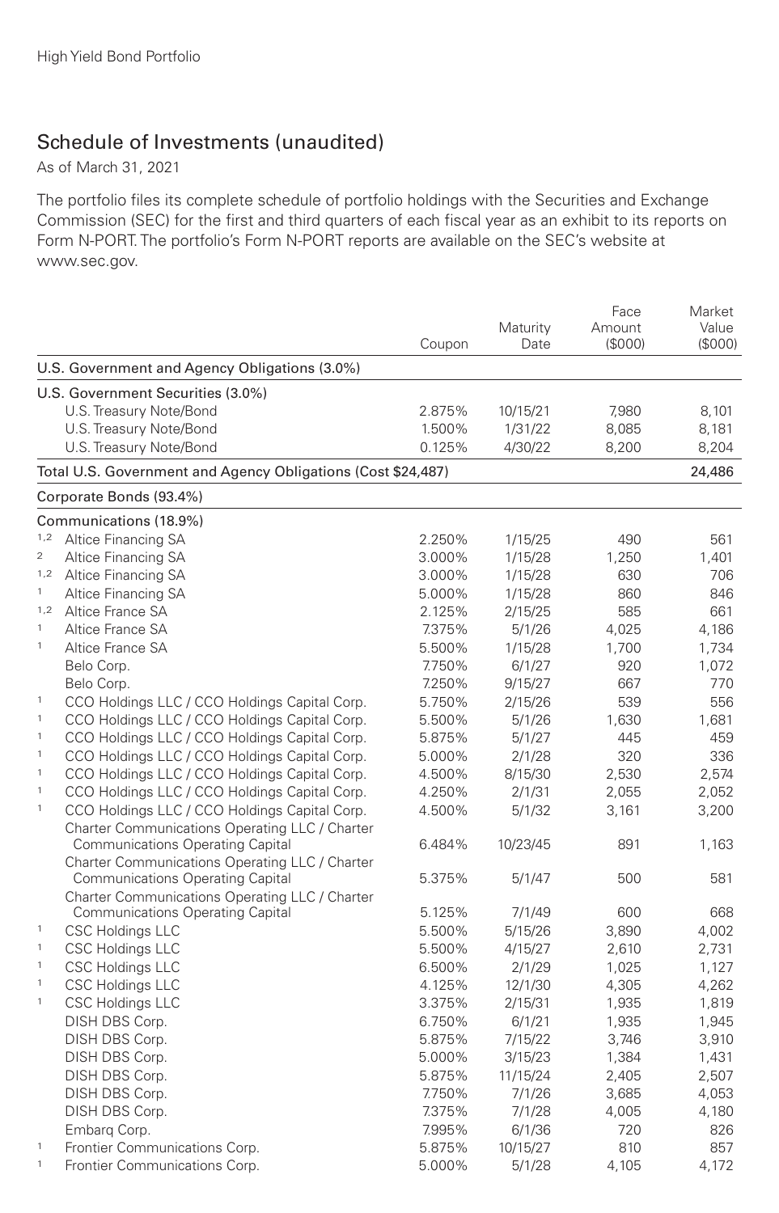High Yield Bond Portfolio

## Schedule of Investments (unaudited)

As of March 31, 2021

The portfolio files its complete schedule of portfolio holdings with the Securities and Exchange Commission (SEC) for the first and third quarters of each fiscal year as an exhibit to its reports on Form N-PORT. The portfolio's Form N-PORT reports are available on the SEC's website at www.sec.gov.

| | | Coupon | Maturity Date | Face Amount ($000) | Market Value ($000) |
|---|---|---|---|---|---|
| | **U.S. Government and Agency Obligations (3.0%)** | | | | |
| | U.S. Government Securities (3.0%) | | | | |
| | U.S. Treasury Note/Bond | 2.875% | 10/15/21 | 7,980 | 8,101 |
| | U.S. Treasury Note/Bond | 1.500% | 1/31/22 | 8,085 | 8,181 |
| | U.S. Treasury Note/Bond | 0.125% | 4/30/22 | 8,200 | 8,204 |
| | **Total U.S. Government and Agency Obligations (Cost $24,487)** | | | | **24,486** |
| | **Corporate Bonds (93.4%)** | | | | |
| | Communications (18.9%) | | | | |
| [1,2] | Altice Financing SA | 2.250% | 1/15/25 | 490 | 561 |
| [2] | Altice Financing SA | 3.000% | 1/15/28 | 1,250 | 1,401 |
| [1,2] | Altice Financing SA | 3.000% | 1/15/28 | 630 | 706 |
| [1] | Altice Financing SA | 5.000% | 1/15/28 | 860 | 846 |
| [1,2] | Altice France SA | 2.125% | 2/15/25 | 585 | 661 |
| [1] | Altice France SA | 7.375% | 5/1/26 | 4,025 | 4,186 |
| [1] | Altice France SA | 5.500% | 1/15/28 | 1,700 | 1,734 |
| | Belo Corp. | 7.750% | 6/1/27 | 920 | 1,072 |
| | Belo Corp. | 7.250% | 9/15/27 | 667 | 770 |
| [1] | CCO Holdings LLC / CCO Holdings Capital Corp. | 5.750% | 2/15/26 | 539 | 556 |
| [1] | CCO Holdings LLC / CCO Holdings Capital Corp. | 5.500% | 5/1/26 | 1,630 | 1,681 |
| [1] | CCO Holdings LLC / CCO Holdings Capital Corp. | 5.875% | 5/1/27 | 445 | 459 |
| [1] | CCO Holdings LLC / CCO Holdings Capital Corp. | 5.000% | 2/1/28 | 320 | 336 |
| [1] | CCO Holdings LLC / CCO Holdings Capital Corp. | 4.500% | 8/15/30 | 2,530 | 2,574 |
| [1] | CCO Holdings LLC / CCO Holdings Capital Corp. | 4.250% | 2/1/31 | 2,055 | 2,052 |
| [1] | CCO Holdings LLC / CCO Holdings Capital Corp. | 4.500% | 5/1/32 | 3,161 | 3,200 |
| | Charter Communications Operating LLC / Charter Communications Operating Capital | 6.484% | 10/23/45 | 891 | 1,163 |
| | Charter Communications Operating LLC / Charter Communications Operating Capital | 5.375% | 5/1/47 | 500 | 581 |
| | Charter Communications Operating LLC / Charter Communications Operating Capital | 5.125% | 7/1/49 | 600 | 668 |
| [1] | CSC Holdings LLC | 5.500% | 5/15/26 | 3,890 | 4,002 |
| [1] | CSC Holdings LLC | 5.500% | 4/15/27 | 2,610 | 2,731 |
| [1] | CSC Holdings LLC | 6.500% | 2/1/29 | 1,025 | 1,127 |
| [1] | CSC Holdings LLC | 4.125% | 12/1/30 | 4,305 | 4,262 |
| [1] | CSC Holdings LLC | 3.375% | 2/15/31 | 1,935 | 1,819 |
| | DISH DBS Corp. | 6.750% | 6/1/21 | 1,935 | 1,945 |
| | DISH DBS Corp. | 5.875% | 7/15/22 | 3,746 | 3,910 |
| | DISH DBS Corp. | 5.000% | 3/15/23 | 1,384 | 1,431 |
| | DISH DBS Corp. | 5.875% | 11/15/24 | 2,405 | 2,507 |
| | DISH DBS Corp. | 7.750% | 7/1/26 | 3,685 | 4,053 |
| | DISH DBS Corp. | 7.375% | 7/1/28 | 4,005 | 4,180 |
| | Embarq Corp. | 7.995% | 6/1/36 | 720 | 826 |
| [1] | Frontier Communications Corp. | 5.875% | 10/15/27 | 810 | 857 |
| [1] | Frontier Communications Corp. | 5.000% | 5/1/28 | 4,105 | 4,172 |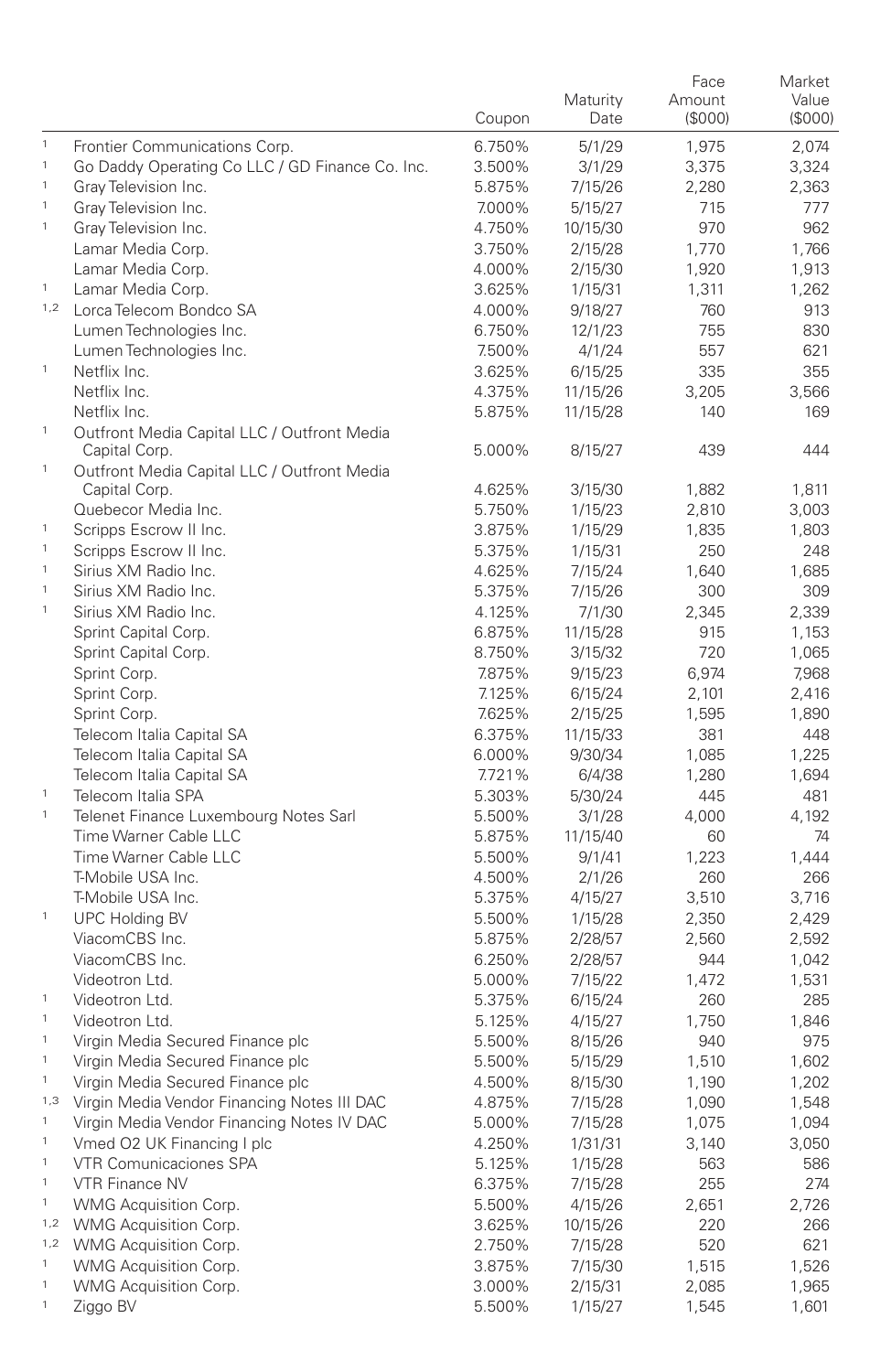| | | Coupon | Maturity Date | Face Amount ($000) | Market Value ($000) |
|---|---|---|---|---|---|
| [1] | Frontier Communications Corp. | 6.750% | 5/1/29 | 1,975 | 2,074 |
| [1] | Go Daddy Operating Co LLC / GD Finance Co. Inc. | 3.500% | 3/1/29 | 3,375 | 3,324 |
| [1] | Gray Television Inc. | 5.875% | 7/15/26 | 2,280 | 2,363 |
| [1] | Gray Television Inc. | 7.000% | 5/15/27 | 715 | 777 |
| [1] | Gray Television Inc. | 4.750% | 10/15/30 | 970 | 962 |
| | Lamar Media Corp. | 3.750% | 2/15/28 | 1,770 | 1,766 |
| | Lamar Media Corp. | 4.000% | 2/15/30 | 1,920 | 1,913 |
| [1] | Lamar Media Corp. | 3.625% | 1/15/31 | 1,311 | 1,262 |
| [1,2] | Lorca Telecom Bondco SA | 4.000% | 9/18/27 | 760 | 913 |
| | Lumen Technologies Inc. | 6.750% | 12/1/23 | 755 | 830 |
| | Lumen Technologies Inc. | 7.500% | 4/1/24 | 557 | 621 |
| [1] | Netflix Inc. | 3.625% | 6/15/25 | 335 | 355 |
| | Netflix Inc. | 4.375% | 11/15/26 | 3,205 | 3,566 |
| | Netflix Inc. | 5.875% | 11/15/28 | 140 | 169 |
| [1] | Outfront Media Capital LLC / Outfront Media Capital Corp. | 5.000% | 8/15/27 | 439 | 444 |
| [1] | Outfront Media Capital LLC / Outfront Media Capital Corp. | 4.625% | 3/15/30 | 1,882 | 1,811 |
| | Quebecor Media Inc. | 5.750% | 1/15/23 | 2,810 | 3,003 |
| [1] | Scripps Escrow II Inc. | 3.875% | 1/15/29 | 1,835 | 1,803 |
| [1] | Scripps Escrow II Inc. | 5.375% | 1/15/31 | 250 | 248 |
| [1] | Sirius XM Radio Inc. | 4.625% | 7/15/24 | 1,640 | 1,685 |
| [1] | Sirius XM Radio Inc. | 5.375% | 7/15/26 | 300 | 309 |
| [1] | Sirius XM Radio Inc. | 4.125% | 7/1/30 | 2,345 | 2,339 |
| | Sprint Capital Corp. | 6.875% | 11/15/28 | 915 | 1,153 |
| | Sprint Capital Corp. | 8.750% | 3/15/32 | 720 | 1,065 |
| | Sprint Corp. | 7.875% | 9/15/23 | 6,974 | 7,968 |
| | Sprint Corp. | 7.125% | 6/15/24 | 2,101 | 2,416 |
| | Sprint Corp. | 7.625% | 2/15/25 | 1,595 | 1,890 |
| | Telecom Italia Capital SA | 6.375% | 11/15/33 | 381 | 448 |
| | Telecom Italia Capital SA | 6.000% | 9/30/34 | 1,085 | 1,225 |
| | Telecom Italia Capital SA | 7.721% | 6/4/38 | 1,280 | 1,694 |
| [1] | Telecom Italia SPA | 5.303% | 5/30/24 | 445 | 481 |
| [1] | Telenet Finance Luxembourg Notes Sarl | 5.500% | 3/1/28 | 4,000 | 4,192 |
| | Time Warner Cable LLC | 5.875% | 11/15/40 | 60 | 74 |
| | Time Warner Cable LLC | 5.500% | 9/1/41 | 1,223 | 1,444 |
| | T-Mobile USA Inc. | 4.500% | 2/1/26 | 260 | 266 |
| | T-Mobile USA Inc. | 5.375% | 4/15/27 | 3,510 | 3,716 |
| [1] | UPC Holding BV | 5.500% | 1/15/28 | 2,350 | 2,429 |
| | ViacomCBS Inc. | 5.875% | 2/28/57 | 2,560 | 2,592 |
| | ViacomCBS Inc. | 6.250% | 2/28/57 | 944 | 1,042 |
| | Videotron Ltd. | 5.000% | 7/15/22 | 1,472 | 1,531 |
| [1] | Videotron Ltd. | 5.375% | 6/15/24 | 260 | 285 |
| [1] | Videotron Ltd. | 5.125% | 4/15/27 | 1,750 | 1,846 |
| [1] | Virgin Media Secured Finance plc | 5.500% | 8/15/26 | 940 | 975 |
| [1] | Virgin Media Secured Finance plc | 5.500% | 5/15/29 | 1,510 | 1,602 |
| [1] | Virgin Media Secured Finance plc | 4.500% | 8/15/30 | 1,190 | 1,202 |
| [1,3] | Virgin Media Vendor Financing Notes III DAC | 4.875% | 7/15/28 | 1,090 | 1,548 |
| [1] | Virgin Media Vendor Financing Notes IV DAC | 5.000% | 7/15/28 | 1,075 | 1,094 |
| [1] | Vmed O2 UK Financing I plc | 4.250% | 1/31/31 | 3,140 | 3,050 |
| [1] | VTR Comunicaciones SPA | 5.125% | 1/15/28 | 563 | 586 |
| [1] | VTR Finance NV | 6.375% | 7/15/28 | 255 | 274 |
| [1] | WMG Acquisition Corp. | 5.500% | 4/15/26 | 2,651 | 2,726 |
| [1,2] | WMG Acquisition Corp. | 3.625% | 10/15/26 | 220 | 266 |
| [1,2] | WMG Acquisition Corp. | 2.750% | 7/15/28 | 520 | 621 |
| [1] | WMG Acquisition Corp. | 3.875% | 7/15/30 | 1,515 | 1,526 |
| [1] | WMG Acquisition Corp. | 3.000% | 2/15/31 | 2,085 | 1,965 |
| [1] | Ziggo BV | 5.500% | 1/15/27 | 1,545 | 1,601 |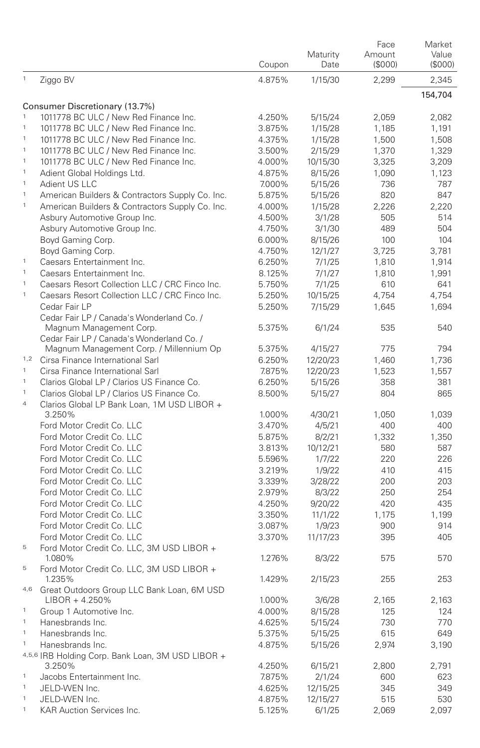| | | Coupon | Maturity Date | Face Amount ($000) | Market Value ($000) |
|---|---|---|---|---|---|
| [1] | Ziggo BV | 4.875% | 1/15/30 | 2,299 | 2,345 |
| | | | | | 154,704 |
| | **Consumer Discretionary (13.7%)** | | | | |
| [1] | 1011778 BC ULC / New Red Finance Inc. | 4.250% | 5/15/24 | 2,059 | 2,082 |
| [1] | 1011778 BC ULC / New Red Finance Inc. | 3.875% | 1/15/28 | 1,185 | 1,191 |
| [1] | 1011778 BC ULC / New Red Finance Inc. | 4.375% | 1/15/28 | 1,500 | 1,508 |
| [1] | 1011778 BC ULC / New Red Finance Inc. | 3.500% | 2/15/29 | 1,370 | 1,329 |
| [1] | 1011778 BC ULC / New Red Finance Inc. | 4.000% | 10/15/30 | 3,325 | 3,209 |
| [1] | Adient Global Holdings Ltd. | 4.875% | 8/15/26 | 1,090 | 1,123 |
| [1] | Adient US LLC | 7.000% | 5/15/26 | 736 | 787 |
| [1] | American Builders & Contractors Supply Co. Inc. | 5.875% | 5/15/26 | 820 | 847 |
| [1] | American Builders & Contractors Supply Co. Inc. | 4.000% | 1/15/28 | 2,226 | 2,220 |
| | Asbury Automotive Group Inc. | 4.500% | 3/1/28 | 505 | 514 |
| | Asbury Automotive Group Inc. | 4.750% | 3/1/30 | 489 | 504 |
| | Boyd Gaming Corp. | 6.000% | 8/15/26 | 100 | 104 |
| | Boyd Gaming Corp. | 4.750% | 12/1/27 | 3,725 | 3,781 |
| [1] | Caesars Entertainment Inc. | 6.250% | 7/1/25 | 1,810 | 1,914 |
| [1] | Caesars Entertainment Inc. | 8.125% | 7/1/27 | 1,810 | 1,991 |
| [1] | Caesars Resort Collection LLC / CRC Finco Inc. | 5.750% | 7/1/25 | 610 | 641 |
| [1] | Caesars Resort Collection LLC / CRC Finco Inc. | 5.250% | 10/15/25 | 4,754 | 4,754 |
| | Cedar Fair LP | 5.250% | 7/15/29 | 1,645 | 1,694 |
| | Cedar Fair LP / Canada's Wonderland Co. / Magnum Management Corp. | 5.375% | 6/1/24 | 535 | 540 |
| | Cedar Fair LP / Canada's Wonderland Co. / Magnum Management Corp. / Millennium Op | 5.375% | 4/15/27 | 775 | 794 |
| [1,2] | Cirsa Finance International Sarl | 6.250% | 12/20/23 | 1,460 | 1,736 |
| [1] | Cirsa Finance International Sarl | 7.875% | 12/20/23 | 1,523 | 1,557 |
| [1] | Clarios Global LP / Clarios US Finance Co. | 6.250% | 5/15/26 | 358 | 381 |
| [1] | Clarios Global LP / Clarios US Finance Co. | 8.500% | 5/15/27 | 804 | 865 |
| [4] | Clarios Global LP Bank Loan, 1M USD LIBOR + 3.250% | 1.000% | 4/30/21 | 1,050 | 1,039 |
| | Ford Motor Credit Co. LLC | 3.470% | 4/5/21 | 400 | 400 |
| | Ford Motor Credit Co. LLC | 5.875% | 8/2/21 | 1,332 | 1,350 |
| | Ford Motor Credit Co. LLC | 3.813% | 10/12/21 | 580 | 587 |
| | Ford Motor Credit Co. LLC | 5.596% | 1/7/22 | 220 | 226 |
| | Ford Motor Credit Co. LLC | 3.219% | 1/9/22 | 410 | 415 |
| | Ford Motor Credit Co. LLC | 3.339% | 3/28/22 | 200 | 203 |
| | Ford Motor Credit Co. LLC | 2.979% | 8/3/22 | 250 | 254 |
| | Ford Motor Credit Co. LLC | 4.250% | 9/20/22 | 420 | 435 |
| | Ford Motor Credit Co. LLC | 3.350% | 11/1/22 | 1,175 | 1,199 |
| | Ford Motor Credit Co. LLC | 3.087% | 1/9/23 | 900 | 914 |
| | Ford Motor Credit Co. LLC | 3.370% | 11/17/23 | 395 | 405 |
| [5] | Ford Motor Credit Co. LLC, 3M USD LIBOR + 1.080% | 1.276% | 8/3/22 | 575 | 570 |
| [5] | Ford Motor Credit Co. LLC, 3M USD LIBOR + 1.235% | 1.429% | 2/15/23 | 255 | 253 |
| [4,6] | Great Outdoors Group LLC Bank Loan, 6M USD LIBOR + 4.250% | 1.000% | 3/6/28 | 2,165 | 2,163 |
| [1] | Group 1 Automotive Inc. | 4.000% | 8/15/28 | 125 | 124 |
| [1] | Hanesbrands Inc. | 4.625% | 5/15/24 | 730 | 770 |
| [1] | Hanesbrands Inc. | 5.375% | 5/15/25 | 615 | 649 |
| [1] | Hanesbrands Inc. | 4.875% | 5/15/26 | 2,974 | 3,190 |
| [4,5,6] | IRB Holding Corp. Bank Loan, 3M USD LIBOR + 3.250% | 4.250% | 6/15/21 | 2,800 | 2,791 |
| [1] | Jacobs Entertainment Inc. | 7.875% | 2/1/24 | 600 | 623 |
| [1] | JELD-WEN Inc. | 4.625% | 12/15/25 | 345 | 349 |
| [1] | JELD-WEN Inc. | 4.875% | 12/15/27 | 515 | 530 |
| [1] | KAR Auction Services Inc. | 5.125% | 6/1/25 | 2,069 | 2,097 |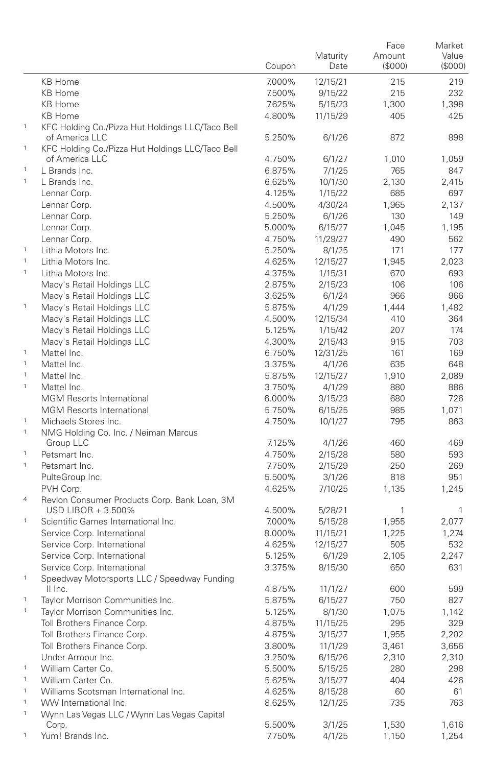| | | Coupon | Maturity Date | Face Amount ($000) | Market Value ($000) |
|---|---|---|---|---|---|
| | KB Home | 7.000% | 12/15/21 | 215 | 219 |
| | KB Home | 7.500% | 9/15/22 | 215 | 232 |
| | KB Home | 7.625% | 5/15/23 | 1,300 | 1,398 |
| | KB Home | 4.800% | 11/15/29 | 405 | 425 |
| 1 | KFC Holding Co./Pizza Hut Holdings LLC/Taco Bell of America LLC | 5.250% | 6/1/26 | 872 | 898 |
| 1 | KFC Holding Co./Pizza Hut Holdings LLC/Taco Bell of America LLC | 4.750% | 6/1/27 | 1,010 | 1,059 |
| 1 | L Brands Inc. | 6.875% | 7/1/25 | 765 | 847 |
| 1 | L Brands Inc. | 6.625% | 10/1/30 | 2,130 | 2,415 |
| | Lennar Corp. | 4.125% | 1/15/22 | 685 | 697 |
| | Lennar Corp. | 4.500% | 4/30/24 | 1,965 | 2,137 |
| | Lennar Corp. | 5.250% | 6/1/26 | 130 | 149 |
| | Lennar Corp. | 5.000% | 6/15/27 | 1,045 | 1,195 |
| | Lennar Corp. | 4.750% | 11/29/27 | 490 | 562 |
| 1 | Lithia Motors Inc. | 5.250% | 8/1/25 | 171 | 177 |
| 1 | Lithia Motors Inc. | 4.625% | 12/15/27 | 1,945 | 2,023 |
| 1 | Lithia Motors Inc. | 4.375% | 1/15/31 | 670 | 693 |
| | Macy's Retail Holdings LLC | 2.875% | 2/15/23 | 106 | 106 |
| | Macy's Retail Holdings LLC | 3.625% | 6/1/24 | 966 | 966 |
| 1 | Macy's Retail Holdings LLC | 5.875% | 4/1/29 | 1,444 | 1,482 |
| | Macy's Retail Holdings LLC | 4.500% | 12/15/34 | 410 | 364 |
| | Macy's Retail Holdings LLC | 5.125% | 1/15/42 | 207 | 174 |
| | Macy's Retail Holdings LLC | 4.300% | 2/15/43 | 915 | 703 |
| 1 | Mattel Inc. | 6.750% | 12/31/25 | 161 | 169 |
| 1 | Mattel Inc. | 3.375% | 4/1/26 | 635 | 648 |
| 1 | Mattel Inc. | 5.875% | 12/15/27 | 1,910 | 2,089 |
| 1 | Mattel Inc. | 3.750% | 4/1/29 | 880 | 886 |
| | MGM Resorts International | 6.000% | 3/15/23 | 680 | 726 |
| | MGM Resorts International | 5.750% | 6/15/25 | 985 | 1,071 |
| 1 | Michaels Stores Inc. | 4.750% | 10/1/27 | 795 | 863 |
| 1 | NMG Holding Co. Inc. / Neiman Marcus Group LLC | 7.125% | 4/1/26 | 460 | 469 |
| 1 | Petsmart Inc. | 4.750% | 2/15/28 | 580 | 593 |
| 1 | Petsmart Inc. | 7.750% | 2/15/29 | 250 | 269 |
| | PulteGroup Inc. | 5.500% | 3/1/26 | 818 | 951 |
| | PVH Corp. | 4.625% | 7/10/25 | 1,135 | 1,245 |
| 4 | Revlon Consumer Products Corp. Bank Loan, 3M USD LIBOR + 3.500% | 4.500% | 5/28/21 | 1 | 1 |
| 1 | Scientific Games International Inc. | 7.000% | 5/15/28 | 1,955 | 2,077 |
| | Service Corp. International | 8.000% | 11/15/21 | 1,225 | 1,274 |
| | Service Corp. International | 4.625% | 12/15/27 | 505 | 532 |
| | Service Corp. International | 5.125% | 6/1/29 | 2,105 | 2,247 |
| | Service Corp. International | 3.375% | 8/15/30 | 650 | 631 |
| 1 | Speedway Motorsports LLC / Speedway Funding II Inc. | 4.875% | 11/1/27 | 600 | 599 |
| 1 | Taylor Morrison Communities Inc. | 5.875% | 6/15/27 | 750 | 827 |
| 1 | Taylor Morrison Communities Inc. | 5.125% | 8/1/30 | 1,075 | 1,142 |
| | Toll Brothers Finance Corp. | 4.875% | 11/15/25 | 295 | 329 |
| | Toll Brothers Finance Corp. | 4.875% | 3/15/27 | 1,955 | 2,202 |
| | Toll Brothers Finance Corp. | 3.800% | 11/1/29 | 3,461 | 3,656 |
| | Under Armour Inc. | 3.250% | 6/15/26 | 2,310 | 2,310 |
| 1 | William Carter Co. | 5.500% | 5/15/25 | 280 | 298 |
| 1 | William Carter Co. | 5.625% | 3/15/27 | 404 | 426 |
| 1 | Williams Scotsman International Inc. | 4.625% | 8/15/28 | 60 | 61 |
| 1 | WW International Inc. | 8.625% | 12/1/25 | 735 | 763 |
| 1 | Wynn Las Vegas LLC / Wynn Las Vegas Capital Corp. | 5.500% | 3/1/25 | 1,530 | 1,616 |
| 1 | Yum! Brands Inc. | 7.750% | 4/1/25 | 1,150 | 1,254 |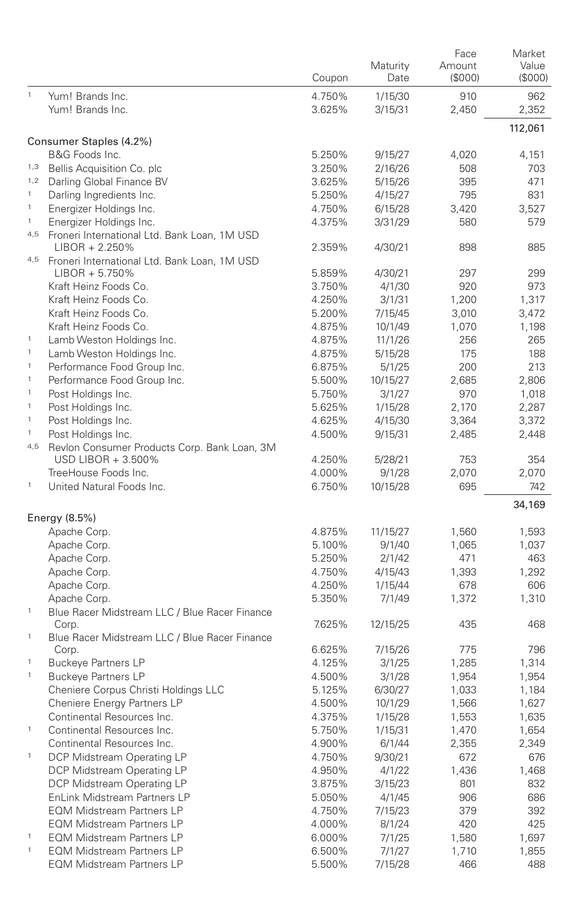| | | Coupon | Maturity Date | Face Amount ($000) | Market Value ($000) |
|---|---|---|---|---|---|
| 1 | Yum! Brands Inc. | 4.750% | 1/15/30 | 910 | 962 |
| | Yum! Brands Inc. | 3.625% | 3/15/31 | 2,450 | 2,352 |
| | | | | | 112,061 |
| | **Consumer Staples (4.2%)** | | | | |
| | B&G Foods Inc. | 5.250% | 9/15/27 | 4,020 | 4,151 |
| 1,3 | Bellis Acquisition Co. plc | 3.250% | 2/16/26 | 508 | 703 |
| 1,2 | Darling Global Finance BV | 3.625% | 5/15/26 | 395 | 471 |
| 1 | Darling Ingredients Inc. | 5.250% | 4/15/27 | 795 | 831 |
| 1 | Energizer Holdings Inc. | 4.750% | 6/15/28 | 3,420 | 3,527 |
| 1 | Energizer Holdings Inc. | 4.375% | 3/31/29 | 580 | 579 |
| 4,5 | Froneri International Ltd. Bank Loan, 1M USD LIBOR + 2.250% | 2.359% | 4/30/21 | 898 | 885 |
| 4,5 | Froneri International Ltd. Bank Loan, 1M USD LIBOR + 5.750% | 5.859% | 4/30/21 | 297 | 299 |
| | Kraft Heinz Foods Co. | 3.750% | 4/1/30 | 920 | 973 |
| | Kraft Heinz Foods Co. | 4.250% | 3/1/31 | 1,200 | 1,317 |
| | Kraft Heinz Foods Co. | 5.200% | 7/15/45 | 3,010 | 3,472 |
| | Kraft Heinz Foods Co. | 4.875% | 10/1/49 | 1,070 | 1,198 |
| 1 | Lamb Weston Holdings Inc. | 4.875% | 11/1/26 | 256 | 265 |
| 1 | Lamb Weston Holdings Inc. | 4.875% | 5/15/28 | 175 | 188 |
| 1 | Performance Food Group Inc. | 6.875% | 5/1/25 | 200 | 213 |
| 1 | Performance Food Group Inc. | 5.500% | 10/15/27 | 2,685 | 2,806 |
| 1 | Post Holdings Inc. | 5.750% | 3/1/27 | 970 | 1,018 |
| 1 | Post Holdings Inc. | 5.625% | 1/15/28 | 2,170 | 2,287 |
| 1 | Post Holdings Inc. | 4.625% | 4/15/30 | 3,364 | 3,372 |
| 1 | Post Holdings Inc. | 4.500% | 9/15/31 | 2,485 | 2,448 |
| 4,5 | Revlon Consumer Products Corp. Bank Loan, 3M USD LIBOR + 3.500% | 4.250% | 5/28/21 | 753 | 354 |
| | TreeHouse Foods Inc. | 4.000% | 9/1/28 | 2,070 | 2,070 |
| 1 | United Natural Foods Inc. | 6.750% | 10/15/28 | 695 | 742 |
| | | | | | 34,169 |
| | **Energy (8.5%)** | | | | |
| | Apache Corp. | 4.875% | 11/15/27 | 1,560 | 1,593 |
| | Apache Corp. | 5.100% | 9/1/40 | 1,065 | 1,037 |
| | Apache Corp. | 5.250% | 2/1/42 | 471 | 463 |
| | Apache Corp. | 4.750% | 4/15/43 | 1,393 | 1,292 |
| | Apache Corp. | 4.250% | 1/15/44 | 678 | 606 |
| | Apache Corp. | 5.350% | 7/1/49 | 1,372 | 1,310 |
| 1 | Blue Racer Midstream LLC / Blue Racer Finance Corp. | 7.625% | 12/15/25 | 435 | 468 |
| 1 | Blue Racer Midstream LLC / Blue Racer Finance Corp. | 6.625% | 7/15/26 | 775 | 796 |
| 1 | Buckeye Partners LP | 4.125% | 3/1/25 | 1,285 | 1,314 |
| 1 | Buckeye Partners LP | 4.500% | 3/1/28 | 1,954 | 1,954 |
| | Cheniere Corpus Christi Holdings LLC | 5.125% | 6/30/27 | 1,033 | 1,184 |
| | Cheniere Energy Partners LP | 4.500% | 10/1/29 | 1,566 | 1,627 |
| | Continental Resources Inc. | 4.375% | 1/15/28 | 1,553 | 1,635 |
| 1 | Continental Resources Inc. | 5.750% | 1/15/31 | 1,470 | 1,654 |
| | Continental Resources Inc. | 4.900% | 6/1/44 | 2,355 | 2,349 |
| 1 | DCP Midstream Operating LP | 4.750% | 9/30/21 | 672 | 676 |
| | DCP Midstream Operating LP | 4.950% | 4/1/22 | 1,436 | 1,468 |
| | DCP Midstream Operating LP | 3.875% | 3/15/23 | 801 | 832 |
| | EnLink Midstream Partners LP | 5.050% | 4/1/45 | 906 | 686 |
| | EQM Midstream Partners LP | 4.750% | 7/15/23 | 379 | 392 |
| | EQM Midstream Partners LP | 4.000% | 8/1/24 | 420 | 425 |
| 1 | EQM Midstream Partners LP | 6.000% | 7/1/25 | 1,580 | 1,697 |
| 1 | EQM Midstream Partners LP | 6.500% | 7/1/27 | 1,710 | 1,855 |
| | EQM Midstream Partners LP | 5.500% | 7/15/28 | 466 | 488 |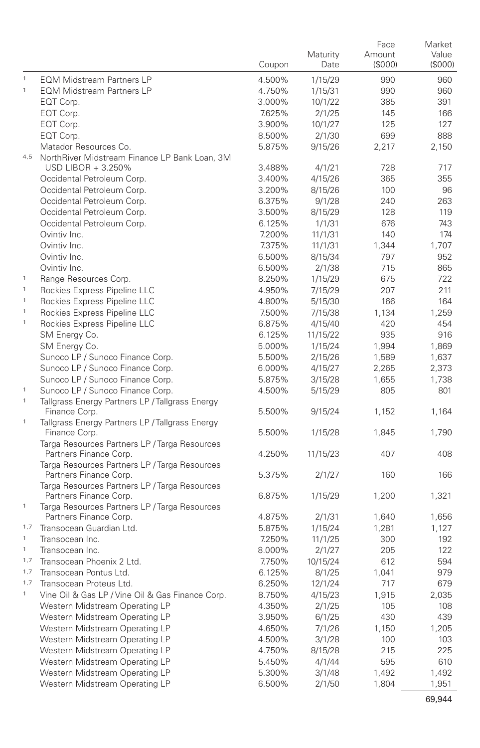| | | Coupon | Maturity Date | Face Amount ($000) | Market Value ($000) |
|---|---|---|---|---|---|
| [1] | EQM Midstream Partners LP | 4.500% | 1/15/29 | 990 | 960 |
| [1] | EQM Midstream Partners LP | 4.750% | 1/15/31 | 990 | 960 |
| | EQT Corp. | 3.000% | 10/1/22 | 385 | 391 |
| | EQT Corp. | 7.625% | 2/1/25 | 145 | 166 |
| | EQT Corp. | 3.900% | 10/1/27 | 125 | 127 |
| | EQT Corp. | 8.500% | 2/1/30 | 699 | 888 |
| | Matador Resources Co. | 5.875% | 9/15/26 | 2,217 | 2,150 |
| [4,5] | NorthRiver Midstream Finance LP Bank Loan, 3M USD LIBOR + 3.250% | 3.488% | 4/1/21 | 728 | 717 |
| | Occidental Petroleum Corp. | 3.400% | 4/15/26 | 365 | 355 |
| | Occidental Petroleum Corp. | 3.200% | 8/15/26 | 100 | 96 |
| | Occidental Petroleum Corp. | 6.375% | 9/1/28 | 240 | 263 |
| | Occidental Petroleum Corp. | 3.500% | 8/15/29 | 128 | 119 |
| | Occidental Petroleum Corp. | 6.125% | 1/1/31 | 676 | 743 |
| | Ovintiv Inc. | 7.200% | 11/1/31 | 140 | 174 |
| | Ovintiv Inc. | 7.375% | 11/1/31 | 1,344 | 1,707 |
| | Ovintiv Inc. | 6.500% | 8/15/34 | 797 | 952 |
| | Ovintiv Inc. | 6.500% | 2/1/38 | 715 | 865 |
| [1] | Range Resources Corp. | 8.250% | 1/15/29 | 675 | 722 |
| [1] | Rockies Express Pipeline LLC | 4.950% | 7/15/29 | 207 | 211 |
| [1] | Rockies Express Pipeline LLC | 4.800% | 5/15/30 | 166 | 164 |
| [1] | Rockies Express Pipeline LLC | 7.500% | 7/15/38 | 1,134 | 1,259 |
| [1] | Rockies Express Pipeline LLC | 6.875% | 4/15/40 | 420 | 454 |
| | SM Energy Co. | 6.125% | 11/15/22 | 935 | 916 |
| | SM Energy Co. | 5.000% | 1/15/24 | 1,994 | 1,869 |
| | Sunoco LP / Sunoco Finance Corp. | 5.500% | 2/15/26 | 1,589 | 1,637 |
| | Sunoco LP / Sunoco Finance Corp. | 6.000% | 4/15/27 | 2,265 | 2,373 |
| | Sunoco LP / Sunoco Finance Corp. | 5.875% | 3/15/28 | 1,655 | 1,738 |
| [1] | Sunoco LP / Sunoco Finance Corp. | 4.500% | 5/15/29 | 805 | 801 |
| [1] | Tallgrass Energy Partners LP / Tallgrass Energy Finance Corp. | 5.500% | 9/15/24 | 1,152 | 1,164 |
| [1] | Tallgrass Energy Partners LP / Tallgrass Energy Finance Corp. | 5.500% | 1/15/28 | 1,845 | 1,790 |
| | Targa Resources Partners LP / Targa Resources Partners Finance Corp. | 4.250% | 11/15/23 | 407 | 408 |
| | Targa Resources Partners LP / Targa Resources Partners Finance Corp. | 5.375% | 2/1/27 | 160 | 166 |
| | Targa Resources Partners LP / Targa Resources Partners Finance Corp. | 6.875% | 1/15/29 | 1,200 | 1,321 |
| [1] | Targa Resources Partners LP / Targa Resources Partners Finance Corp. | 4.875% | 2/1/31 | 1,640 | 1,656 |
| [1,7] | Transocean Guardian Ltd. | 5.875% | 1/15/24 | 1,281 | 1,127 |
| [1] | Transocean Inc. | 7.250% | 11/1/25 | 300 | 192 |
| [1] | Transocean Inc. | 8.000% | 2/1/27 | 205 | 122 |
| [1,7] | Transocean Phoenix 2 Ltd. | 7.750% | 10/15/24 | 612 | 594 |
| [1,7] | Transocean Pontus Ltd. | 6.125% | 8/1/25 | 1,041 | 979 |
| [1,7] | Transocean Proteus Ltd. | 6.250% | 12/1/24 | 717 | 679 |
| [1] | Vine Oil & Gas LP / Vine Oil & Gas Finance Corp. | 8.750% | 4/15/23 | 1,915 | 2,035 |
| | Western Midstream Operating LP | 4.350% | 2/1/25 | 105 | 108 |
| | Western Midstream Operating LP | 3.950% | 6/1/25 | 430 | 439 |
| | Western Midstream Operating LP | 4.650% | 7/1/26 | 1,150 | 1,205 |
| | Western Midstream Operating LP | 4.500% | 3/1/28 | 100 | 103 |
| | Western Midstream Operating LP | 4.750% | 8/15/28 | 215 | 225 |
| | Western Midstream Operating LP | 5.450% | 4/1/44 | 595 | 610 |
| | Western Midstream Operating LP | 5.300% | 3/1/48 | 1,492 | 1,492 |
| | Western Midstream Operating LP | 6.500% | 2/1/50 | 1,804 | 1,951 |
| | | | | | 69,944 |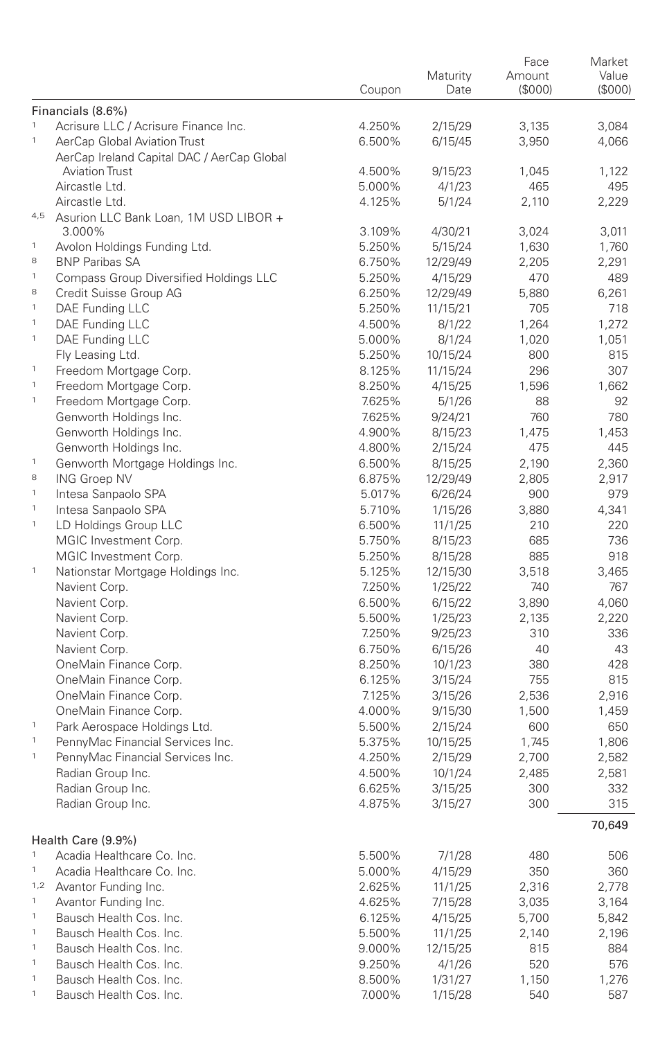| | | Coupon | Maturity Date | Face Amount ($000) | Market Value ($000) |
|---|---|---|---|---|---|
| | **Financials (8.6%)** | | | | |
| [1] | Acrisure LLC / Acrisure Finance Inc. | 4.250% | 2/15/29 | 3,135 | 3,084 |
| [1] | AerCap Global Aviation Trust | 6.500% | 6/15/45 | 3,950 | 4,066 |
| | AerCap Ireland Capital DAC / AerCap Global Aviation Trust | 4.500% | 9/15/23 | 1,045 | 1,122 |
| | Aircastle Ltd. | 5.000% | 4/1/23 | 465 | 495 |
| | Aircastle Ltd. | 4.125% | 5/1/24 | 2,110 | 2,229 |
| [4,5] | Asurion LLC Bank Loan, 1M USD LIBOR + 3.000% | 3.109% | 4/30/21 | 3,024 | 3,011 |
| [1] | Avolon Holdings Funding Ltd. | 5.250% | 5/15/24 | 1,630 | 1,760 |
| [8] | BNP Paribas SA | 6.750% | 12/29/49 | 2,205 | 2,291 |
| [1] | Compass Group Diversified Holdings LLC | 5.250% | 4/15/29 | 470 | 489 |
| [8] | Credit Suisse Group AG | 6.250% | 12/29/49 | 5,880 | 6,261 |
| [1] | DAE Funding LLC | 5.250% | 11/15/21 | 705 | 718 |
| [1] | DAE Funding LLC | 4.500% | 8/1/22 | 1,264 | 1,272 |
| [1] | DAE Funding LLC | 5.000% | 8/1/24 | 1,020 | 1,051 |
| | Fly Leasing Ltd. | 5.250% | 10/15/24 | 800 | 815 |
| [1] | Freedom Mortgage Corp. | 8.125% | 11/15/24 | 296 | 307 |
| [1] | Freedom Mortgage Corp. | 8.250% | 4/15/25 | 1,596 | 1,662 |
| [1] | Freedom Mortgage Corp. | 7.625% | 5/1/26 | 88 | 92 |
| | Genworth Holdings Inc. | 7.625% | 9/24/21 | 760 | 780 |
| | Genworth Holdings Inc. | 4.900% | 8/15/23 | 1,475 | 1,453 |
| | Genworth Holdings Inc. | 4.800% | 2/15/24 | 475 | 445 |
| [1] | Genworth Mortgage Holdings Inc. | 6.500% | 8/15/25 | 2,190 | 2,360 |
| [8] | ING Groep NV | 6.875% | 12/29/49 | 2,805 | 2,917 |
| [1] | Intesa Sanpaolo SPA | 5.017% | 6/26/24 | 900 | 979 |
| [1] | Intesa Sanpaolo SPA | 5.710% | 1/15/26 | 3,880 | 4,341 |
| [1] | LD Holdings Group LLC | 6.500% | 11/1/25 | 210 | 220 |
| | MGIC Investment Corp. | 5.750% | 8/15/23 | 685 | 736 |
| | MGIC Investment Corp. | 5.250% | 8/15/28 | 885 | 918 |
| [1] | Nationstar Mortgage Holdings Inc. | 5.125% | 12/15/30 | 3,518 | 3,465 |
| | Navient Corp. | 7.250% | 1/25/22 | 740 | 767 |
| | Navient Corp. | 6.500% | 6/15/22 | 3,890 | 4,060 |
| | Navient Corp. | 5.500% | 1/25/23 | 2,135 | 2,220 |
| | Navient Corp. | 7.250% | 9/25/23 | 310 | 336 |
| | Navient Corp. | 6.750% | 6/15/26 | 40 | 43 |
| | OneMain Finance Corp. | 8.250% | 10/1/23 | 380 | 428 |
| | OneMain Finance Corp. | 6.125% | 3/15/24 | 755 | 815 |
| | OneMain Finance Corp. | 7.125% | 3/15/26 | 2,536 | 2,916 |
| | OneMain Finance Corp. | 4.000% | 9/15/30 | 1,500 | 1,459 |
| [1] | Park Aerospace Holdings Ltd. | 5.500% | 2/15/24 | 600 | 650 |
| [1] | PennyMac Financial Services Inc. | 5.375% | 10/15/25 | 1,745 | 1,806 |
| [1] | PennyMac Financial Services Inc. | 4.250% | 2/15/29 | 2,700 | 2,582 |
| | Radian Group Inc. | 4.500% | 10/1/24 | 2,485 | 2,581 |
| | Radian Group Inc. | 6.625% | 3/15/25 | 300 | 332 |
| | Radian Group Inc. | 4.875% | 3/15/27 | 300 | 315 |
| | | | | | 70,649 |
| | **Health Care (9.9%)** | | | | |
| [1] | Acadia Healthcare Co. Inc. | 5.500% | 7/1/28 | 480 | 506 |
| [1] | Acadia Healthcare Co. Inc. | 5.000% | 4/15/29 | 350 | 360 |
| [1,2] | Avantor Funding Inc. | 2.625% | 11/1/25 | 2,316 | 2,778 |
| [1] | Avantor Funding Inc. | 4.625% | 7/15/28 | 3,035 | 3,164 |
| [1] | Bausch Health Cos. Inc. | 6.125% | 4/15/25 | 5,700 | 5,842 |
| [1] | Bausch Health Cos. Inc. | 5.500% | 11/1/25 | 2,140 | 2,196 |
| [1] | Bausch Health Cos. Inc. | 9.000% | 12/15/25 | 815 | 884 |
| [1] | Bausch Health Cos. Inc. | 9.250% | 4/1/26 | 520 | 576 |
| [1] | Bausch Health Cos. Inc. | 8.500% | 1/31/27 | 1,150 | 1,276 |
| [1] | Bausch Health Cos. Inc. | 7.000% | 1/15/28 | 540 | 587 |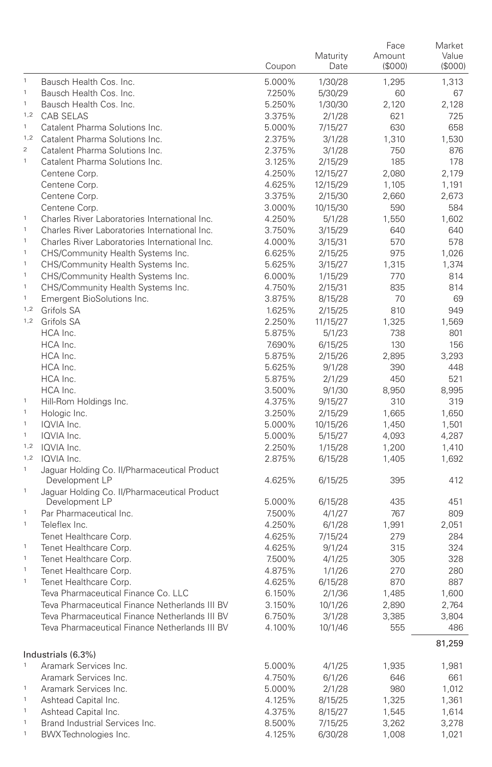| | | Coupon | Maturity Date | Face Amount ($000) | Market Value ($000) |
|---|---|---|---|---|---|
| [1] | Bausch Health Cos. Inc. | 5.000% | 1/30/28 | 1,295 | 1,313 |
| [1] | Bausch Health Cos. Inc. | 7.250% | 5/30/29 | 60 | 67 |
| [1] | Bausch Health Cos. Inc. | 5.250% | 1/30/30 | 2,120 | 2,128 |
| [1,2] | CAB SELAS | 3.375% | 2/1/28 | 621 | 725 |
| [1] | Catalent Pharma Solutions Inc. | 5.000% | 7/15/27 | 630 | 658 |
| [1,2] | Catalent Pharma Solutions Inc. | 2.375% | 3/1/28 | 1,310 | 1,530 |
| [2] | Catalent Pharma Solutions Inc. | 2.375% | 3/1/28 | 750 | 876 |
| [1] | Catalent Pharma Solutions Inc. | 3.125% | 2/15/29 | 185 | 178 |
| | Centene Corp. | 4.250% | 12/15/27 | 2,080 | 2,179 |
| | Centene Corp. | 4.625% | 12/15/29 | 1,105 | 1,191 |
| | Centene Corp. | 3.375% | 2/15/30 | 2,660 | 2,673 |
| | Centene Corp. | 3.000% | 10/15/30 | 590 | 584 |
| [1] | Charles River Laboratories International Inc. | 4.250% | 5/1/28 | 1,550 | 1,602 |
| [1] | Charles River Laboratories International Inc. | 3.750% | 3/15/29 | 640 | 640 |
| [1] | Charles River Laboratories International Inc. | 4.000% | 3/15/31 | 570 | 578 |
| [1] | CHS/Community Health Systems Inc. | 6.625% | 2/15/25 | 975 | 1,026 |
| [1] | CHS/Community Health Systems Inc. | 5.625% | 3/15/27 | 1,315 | 1,374 |
| [1] | CHS/Community Health Systems Inc. | 6.000% | 1/15/29 | 770 | 814 |
| [1] | CHS/Community Health Systems Inc. | 4.750% | 2/15/31 | 835 | 814 |
| [1] | Emergent BioSolutions Inc. | 3.875% | 8/15/28 | 70 | 69 |
| [1,2] | Grifols SA | 1.625% | 2/15/25 | 810 | 949 |
| [1,2] | Grifols SA | 2.250% | 11/15/27 | 1,325 | 1,569 |
| | HCA Inc. | 5.875% | 5/1/23 | 738 | 801 |
| | HCA Inc. | 7.690% | 6/15/25 | 130 | 156 |
| | HCA Inc. | 5.875% | 2/15/26 | 2,895 | 3,293 |
| | HCA Inc. | 5.625% | 9/1/28 | 390 | 448 |
| | HCA Inc. | 5.875% | 2/1/29 | 450 | 521 |
| | HCA Inc. | 3.500% | 9/1/30 | 8,950 | 8,995 |
| [1] | Hill-Rom Holdings Inc. | 4.375% | 9/15/27 | 310 | 319 |
| [1] | Hologic Inc. | 3.250% | 2/15/29 | 1,665 | 1,650 |
| [1] | IQVIA Inc. | 5.000% | 10/15/26 | 1,450 | 1,501 |
| [1] | IQVIA Inc. | 5.000% | 5/15/27 | 4,093 | 4,287 |
| [1,2] | IQVIA Inc. | 2.250% | 1/15/28 | 1,200 | 1,410 |
| [1,2] | IQVIA Inc. | 2.875% | 6/15/28 | 1,405 | 1,692 |
| [1] | Jaguar Holding Co. II/Pharmaceutical Product Development LP | 4.625% | 6/15/25 | 395 | 412 |
| [1] | Jaguar Holding Co. II/Pharmaceutical Product Development LP | 5.000% | 6/15/28 | 435 | 451 |
| [1] | Par Pharmaceutical Inc. | 7.500% | 4/1/27 | 767 | 809 |
| [1] | Teleflex Inc. | 4.250% | 6/1/28 | 1,991 | 2,051 |
| | Tenet Healthcare Corp. | 4.625% | 7/15/24 | 279 | 284 |
| [1] | Tenet Healthcare Corp. | 4.625% | 9/1/24 | 315 | 324 |
| [1] | Tenet Healthcare Corp. | 7.500% | 4/1/25 | 305 | 328 |
| [1] | Tenet Healthcare Corp. | 4.875% | 1/1/26 | 270 | 280 |
| [1] | Tenet Healthcare Corp. | 4.625% | 6/15/28 | 870 | 887 |
| | Teva Pharmaceutical Finance Co. LLC | 6.150% | 2/1/36 | 1,485 | 1,600 |
| | Teva Pharmaceutical Finance Netherlands III BV | 3.150% | 10/1/26 | 2,890 | 2,764 |
| | Teva Pharmaceutical Finance Netherlands III BV | 6.750% | 3/1/28 | 3,385 | 3,804 |
| | Teva Pharmaceutical Finance Netherlands III BV | 4.100% | 10/1/46 | 555 | 486 |
| | | | | | 81,259 |
| | **Industrials (6.3%)** | | | | |
| [1] | Aramark Services Inc. | 5.000% | 4/1/25 | 1,935 | 1,981 |
| | Aramark Services Inc. | 4.750% | 6/1/26 | 646 | 661 |
| [1] | Aramark Services Inc. | 5.000% | 2/1/28 | 980 | 1,012 |
| [1] | Ashtead Capital Inc. | 4.125% | 8/15/25 | 1,325 | 1,361 |
| [1] | Ashtead Capital Inc. | 4.375% | 8/15/27 | 1,545 | 1,614 |
| [1] | Brand Industrial Services Inc. | 8.500% | 7/15/25 | 3,262 | 3,278 |
| [1] | BWX Technologies Inc. | 4.125% | 6/30/28 | 1,008 | 1,021 |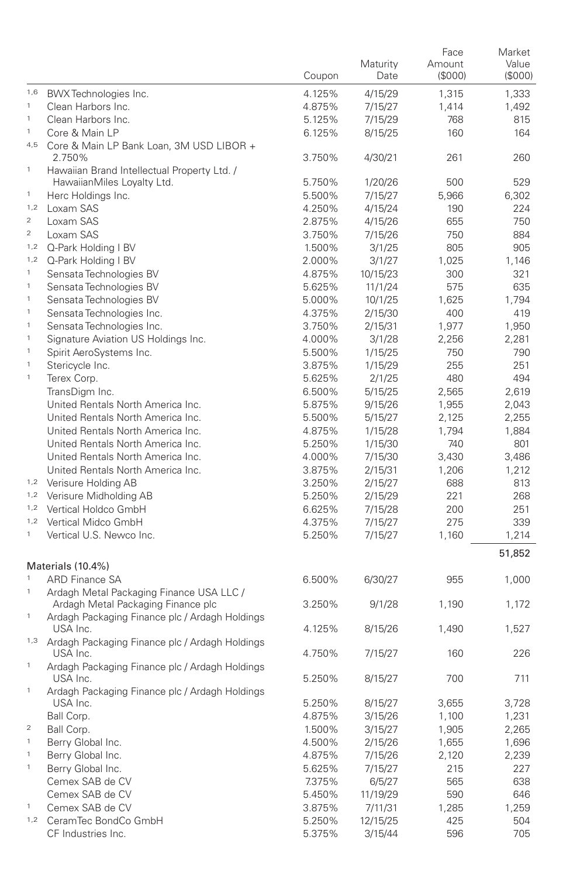| | | Coupon | Maturity Date | Face Amount ($000) | Market Value ($000) |
|---|---|---|---|---|---|
| [1,6] | BWX Technologies Inc. | 4.125% | 4/15/29 | 1,315 | 1,333 |
| [1] | Clean Harbors Inc. | 4.875% | 7/15/27 | 1,414 | 1,492 |
| [1] | Clean Harbors Inc. | 5.125% | 7/15/29 | 768 | 815 |
| [1] | Core & Main LP | 6.125% | 8/15/25 | 160 | 164 |
| [4,5] | Core & Main LP Bank Loan, 3M USD LIBOR + 2.750% | 3.750% | 4/30/21 | 261 | 260 |
| [1] | Hawaiian Brand Intellectual Property Ltd. / HawaiianMiles Loyalty Ltd. | 5.750% | 1/20/26 | 500 | 529 |
| [1] | Herc Holdings Inc. | 5.500% | 7/15/27 | 5,966 | 6,302 |
| [1,2] | Loxam SAS | 4.250% | 4/15/24 | 190 | 224 |
| [2] | Loxam SAS | 2.875% | 4/15/26 | 655 | 750 |
| [2] | Loxam SAS | 3.750% | 7/15/26 | 750 | 884 |
| [1,2] | Q-Park Holding I BV | 1.500% | 3/1/25 | 805 | 905 |
| [1,2] | Q-Park Holding I BV | 2.000% | 3/1/27 | 1,025 | 1,146 |
| [1] | Sensata Technologies BV | 4.875% | 10/15/23 | 300 | 321 |
| [1] | Sensata Technologies BV | 5.625% | 11/1/24 | 575 | 635 |
| [1] | Sensata Technologies BV | 5.000% | 10/1/25 | 1,625 | 1,794 |
| [1] | Sensata Technologies Inc. | 4.375% | 2/15/30 | 400 | 419 |
| [1] | Sensata Technologies Inc. | 3.750% | 2/15/31 | 1,977 | 1,950 |
| [1] | Signature Aviation US Holdings Inc. | 4.000% | 3/1/28 | 2,256 | 2,281 |
| [1] | Spirit AeroSystems Inc. | 5.500% | 1/15/25 | 750 | 790 |
| [1] | Stericycle Inc. | 3.875% | 1/15/29 | 255 | 251 |
| [1] | Terex Corp. | 5.625% | 2/1/25 | 480 | 494 |
| | TransDigm Inc. | 6.500% | 5/15/25 | 2,565 | 2,619 |
| | United Rentals North America Inc. | 5.875% | 9/15/26 | 1,955 | 2,043 |
| | United Rentals North America Inc. | 5.500% | 5/15/27 | 2,125 | 2,255 |
| | United Rentals North America Inc. | 4.875% | 1/15/28 | 1,794 | 1,884 |
| | United Rentals North America Inc. | 5.250% | 1/15/30 | 740 | 801 |
| | United Rentals North America Inc. | 4.000% | 7/15/30 | 3,430 | 3,486 |
| | United Rentals North America Inc. | 3.875% | 2/15/31 | 1,206 | 1,212 |
| [1,2] | Verisure Holding AB | 3.250% | 2/15/27 | 688 | 813 |
| [1,2] | Verisure Midholding AB | 5.250% | 2/15/29 | 221 | 268 |
| [1,2] | Vertical Holdco GmbH | 6.625% | 7/15/28 | 200 | 251 |
| [1,2] | Vertical Midco GmbH | 4.375% | 7/15/27 | 275 | 339 |
| [1] | Vertical U.S. Newco Inc. | 5.250% | 7/15/27 | 1,160 | 1,214 |
| | | | | | 51,852 |
| | **Materials (10.4%)** | | | | |
| [1] | ARD Finance SA | 6.500% | 6/30/27 | 955 | 1,000 |
| [1] | Ardagh Metal Packaging Finance USA LLC / Ardagh Metal Packaging Finance plc | 3.250% | 9/1/28 | 1,190 | 1,172 |
| [1] | Ardagh Packaging Finance plc / Ardagh Holdings USA Inc. | 4.125% | 8/15/26 | 1,490 | 1,527 |
| [1,3] | Ardagh Packaging Finance plc / Ardagh Holdings USA Inc. | 4.750% | 7/15/27 | 160 | 226 |
| [1] | Ardagh Packaging Finance plc / Ardagh Holdings USA Inc. | 5.250% | 8/15/27 | 700 | 711 |
| [1] | Ardagh Packaging Finance plc / Ardagh Holdings USA Inc. | 5.250% | 8/15/27 | 3,655 | 3,728 |
| | Ball Corp. | 4.875% | 3/15/26 | 1,100 | 1,231 |
| [2] | Ball Corp. | 1.500% | 3/15/27 | 1,905 | 2,265 |
| [1] | Berry Global Inc. | 4.500% | 2/15/26 | 1,655 | 1,696 |
| [1] | Berry Global Inc. | 4.875% | 7/15/26 | 2,120 | 2,239 |
| [1] | Berry Global Inc. | 5.625% | 7/15/27 | 215 | 227 |
| | Cemex SAB de CV | 7.375% | 6/5/27 | 565 | 638 |
| | Cemex SAB de CV | 5.450% | 11/19/29 | 590 | 646 |
| [1] | Cemex SAB de CV | 3.875% | 7/11/31 | 1,285 | 1,259 |
| [1,2] | CeramTec BondCo GmbH | 5.250% | 12/15/25 | 425 | 504 |
| | CF Industries Inc. | 5.375% | 3/15/44 | 596 | 705 |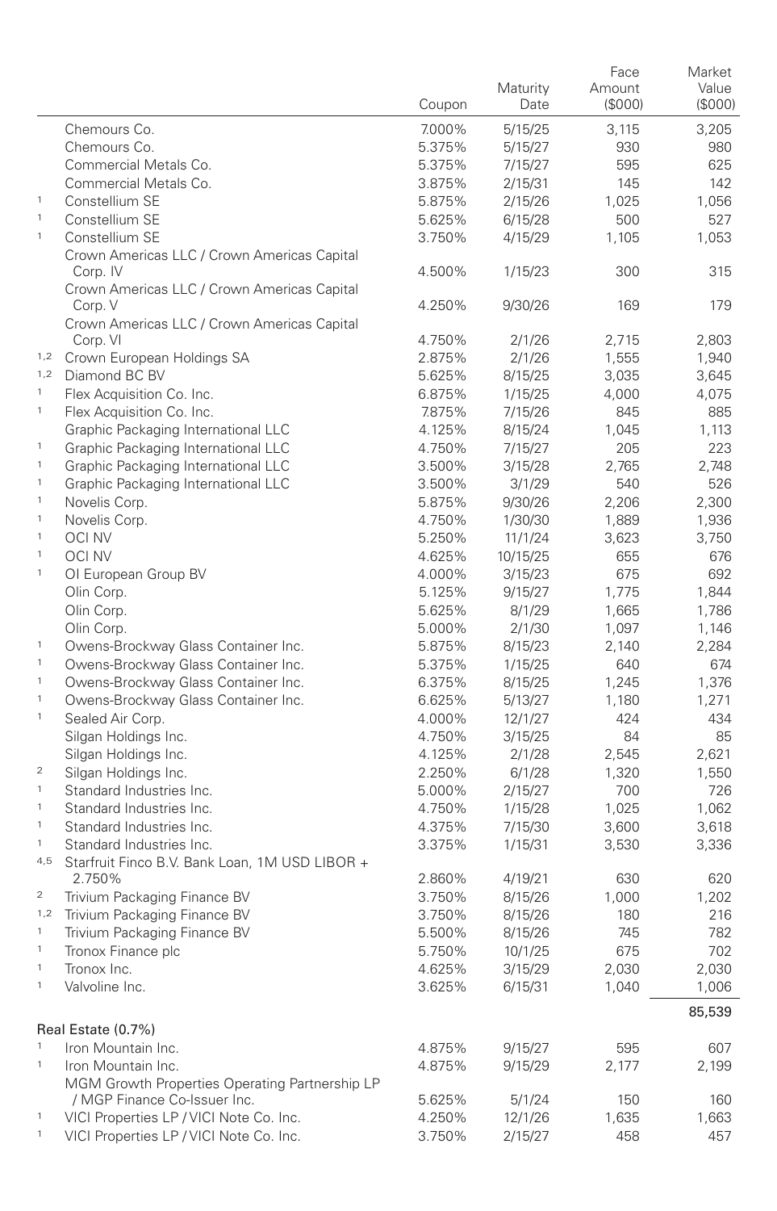| | | Coupon | Maturity Date | Face Amount ($000) | Market Value ($000) |
|---|---|---|---|---|---|
| | Chemours Co. | 7.000% | 5/15/25 | 3,115 | 3,205 |
| | Chemours Co. | 5.375% | 5/15/27 | 930 | 980 |
| | Commercial Metals Co. | 5.375% | 7/15/27 | 595 | 625 |
| | Commercial Metals Co. | 3.875% | 2/15/31 | 145 | 142 |
| 1 | Constellium SE | 5.875% | 2/15/26 | 1,025 | 1,056 |
| 1 | Constellium SE | 5.625% | 6/15/28 | 500 | 527 |
| 1 | Constellium SE | 3.750% | 4/15/29 | 1,105 | 1,053 |
| | Crown Americas LLC / Crown Americas Capital Corp. IV | 4.500% | 1/15/23 | 300 | 315 |
| | Crown Americas LLC / Crown Americas Capital Corp. V | 4.250% | 9/30/26 | 169 | 179 |
| | Crown Americas LLC / Crown Americas Capital Corp. VI | 4.750% | 2/1/26 | 2,715 | 2,803 |
| 1,2 | Crown European Holdings SA | 2.875% | 2/1/26 | 1,555 | 1,940 |
| 1,2 | Diamond BC BV | 5.625% | 8/15/25 | 3,035 | 3,645 |
| 1 | Flex Acquisition Co. Inc. | 6.875% | 1/15/25 | 4,000 | 4,075 |
| 1 | Flex Acquisition Co. Inc. | 7.875% | 7/15/26 | 845 | 885 |
| | Graphic Packaging International LLC | 4.125% | 8/15/24 | 1,045 | 1,113 |
| 1 | Graphic Packaging International LLC | 4.750% | 7/15/27 | 205 | 223 |
| 1 | Graphic Packaging International LLC | 3.500% | 3/15/28 | 2,765 | 2,748 |
| 1 | Graphic Packaging International LLC | 3.500% | 3/1/29 | 540 | 526 |
| 1 | Novelis Corp. | 5.875% | 9/30/26 | 2,206 | 2,300 |
| 1 | Novelis Corp. | 4.750% | 1/30/30 | 1,889 | 1,936 |
| 1 | OCI NV | 5.250% | 11/1/24 | 3,623 | 3,750 |
| 1 | OCI NV | 4.625% | 10/15/25 | 655 | 676 |
| 1 | OI European Group BV | 4.000% | 3/15/23 | 675 | 692 |
| | Olin Corp. | 5.125% | 9/15/27 | 1,775 | 1,844 |
| | Olin Corp. | 5.625% | 8/1/29 | 1,665 | 1,786 |
| | Olin Corp. | 5.000% | 2/1/30 | 1,097 | 1,146 |
| 1 | Owens-Brockway Glass Container Inc. | 5.875% | 8/15/23 | 2,140 | 2,284 |
| 1 | Owens-Brockway Glass Container Inc. | 5.375% | 1/15/25 | 640 | 674 |
| 1 | Owens-Brockway Glass Container Inc. | 6.375% | 8/15/25 | 1,245 | 1,376 |
| 1 | Owens-Brockway Glass Container Inc. | 6.625% | 5/13/27 | 1,180 | 1,271 |
| 1 | Sealed Air Corp. | 4.000% | 12/1/27 | 424 | 434 |
| | Silgan Holdings Inc. | 4.750% | 3/15/25 | 84 | 85 |
| | Silgan Holdings Inc. | 4.125% | 2/1/28 | 2,545 | 2,621 |
| 2 | Silgan Holdings Inc. | 2.250% | 6/1/28 | 1,320 | 1,550 |
| 1 | Standard Industries Inc. | 5.000% | 2/15/27 | 700 | 726 |
| 1 | Standard Industries Inc. | 4.750% | 1/15/28 | 1,025 | 1,062 |
| 1 | Standard Industries Inc. | 4.375% | 7/15/30 | 3,600 | 3,618 |
| 1 | Standard Industries Inc. | 3.375% | 1/15/31 | 3,530 | 3,336 |
| 4,5 | Starfruit Finco B.V. Bank Loan, 1M USD LIBOR + 2.750% | 2.860% | 4/19/21 | 630 | 620 |
| 2 | Trivium Packaging Finance BV | 3.750% | 8/15/26 | 1,000 | 1,202 |
| 1,2 | Trivium Packaging Finance BV | 3.750% | 8/15/26 | 180 | 216 |
| 1 | Trivium Packaging Finance BV | 5.500% | 8/15/26 | 745 | 782 |
| 1 | Tronox Finance plc | 5.750% | 10/1/25 | 675 | 702 |
| 1 | Tronox Inc. | 4.625% | 3/15/29 | 2,030 | 2,030 |
| 1 | Valvoline Inc. | 3.625% | 6/15/31 | 1,040 | 1,006 |
| | | | | | 85,539 |
| | **Real Estate (0.7%)** | | | | |
| 1 | Iron Mountain Inc. | 4.875% | 9/15/27 | 595 | 607 |
| 1 | Iron Mountain Inc. | 4.875% | 9/15/29 | 2,177 | 2,199 |
| | MGM Growth Properties Operating Partnership LP / MGP Finance Co-Issuer Inc. | 5.625% | 5/1/24 | 150 | 160 |
| 1 | VICI Properties LP / VICI Note Co. Inc. | 4.250% | 12/1/26 | 1,635 | 1,663 |
| 1 | VICI Properties LP / VICI Note Co. Inc. | 3.750% | 2/15/27 | 458 | 457 |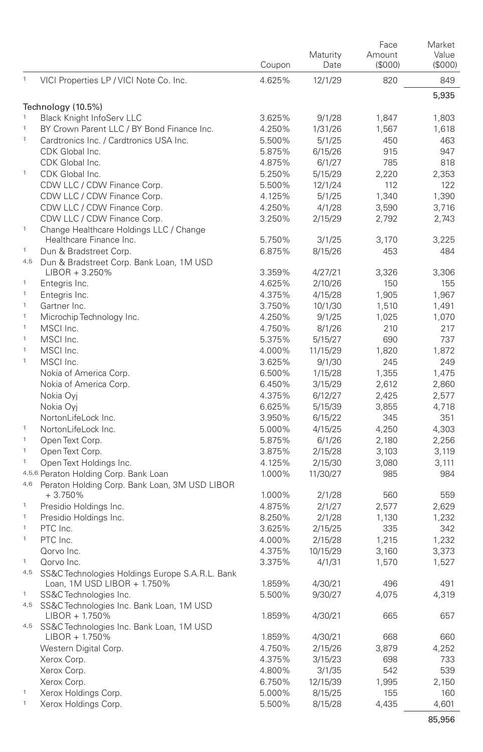| | | Coupon | Maturity Date | Face Amount ($000) | Market Value ($000) |
|---|---|---|---|---|---|
| 1 | VICI Properties LP / VICI Note Co. Inc. | 4.625% | 12/1/29 | 820 | 849 |
| | | | | | 5,935 |
| | Technology (10.5%) | | | | |
| 1 | Black Knight InfoServ LLC | 3.625% | 9/1/28 | 1,847 | 1,803 |
| 1 | BY Crown Parent LLC / BY Bond Finance Inc. | 4.250% | 1/31/26 | 1,567 | 1,618 |
| 1 | Cardtronics Inc. / Cardtronics USA Inc. | 5.500% | 5/1/25 | 450 | 463 |
| | CDK Global Inc. | 5.875% | 6/15/26 | 915 | 947 |
| | CDK Global Inc. | 4.875% | 6/1/27 | 785 | 818 |
| 1 | CDK Global Inc. | 5.250% | 5/15/29 | 2,220 | 2,353 |
| | CDW LLC / CDW Finance Corp. | 5.500% | 12/1/24 | 112 | 122 |
| | CDW LLC / CDW Finance Corp. | 4.125% | 5/1/25 | 1,340 | 1,390 |
| | CDW LLC / CDW Finance Corp. | 4.250% | 4/1/28 | 3,590 | 3,716 |
| | CDW LLC / CDW Finance Corp. | 3.250% | 2/15/29 | 2,792 | 2,743 |
| 1 | Change Healthcare Holdings LLC / Change Healthcare Finance Inc. | 5.750% | 3/1/25 | 3,170 | 3,225 |
| 1 | Dun & Bradstreet Corp. | 6.875% | 8/15/26 | 453 | 484 |
| 4,5 | Dun & Bradstreet Corp. Bank Loan, 1M USD LIBOR + 3.250% | 3.359% | 4/27/21 | 3,326 | 3,306 |
| 1 | Entegris Inc. | 4.625% | 2/10/26 | 150 | 155 |
| 1 | Entegris Inc. | 4.375% | 4/15/28 | 1,905 | 1,967 |
| 1 | Gartner Inc. | 3.750% | 10/1/30 | 1,510 | 1,491 |
| 1 | Microchip Technology Inc. | 4.250% | 9/1/25 | 1,025 | 1,070 |
| 1 | MSCI Inc. | 4.750% | 8/1/26 | 210 | 217 |
| 1 | MSCI Inc. | 5.375% | 5/15/27 | 690 | 737 |
| 1 | MSCI Inc. | 4.000% | 11/15/29 | 1,820 | 1,872 |
| 1 | MSCI Inc. | 3.625% | 9/1/30 | 245 | 249 |
| | Nokia of America Corp. | 6.500% | 1/15/28 | 1,355 | 1,475 |
| | Nokia of America Corp. | 6.450% | 3/15/29 | 2,612 | 2,860 |
| | Nokia Oyj | 4.375% | 6/12/27 | 2,425 | 2,577 |
| | Nokia Oyj | 6.625% | 5/15/39 | 3,855 | 4,718 |
| | NortonLifeLock Inc. | 3.950% | 6/15/22 | 345 | 351 |
| 1 | NortonLifeLock Inc. | 5.000% | 4/15/25 | 4,250 | 4,303 |
| 1 | Open Text Corp. | 5.875% | 6/1/26 | 2,180 | 2,256 |
| 1 | Open Text Corp. | 3.875% | 2/15/28 | 3,103 | 3,119 |
| 1 | Open Text Holdings Inc. | 4.125% | 2/15/30 | 3,080 | 3,111 |
| 4,5,6 | Peraton Holding Corp. Bank Loan | 1.000% | 11/30/27 | 985 | 984 |
| 4,6 | Peraton Holding Corp. Bank Loan, 3M USD LIBOR + 3.750% | 1.000% | 2/1/28 | 560 | 559 |
| 1 | Presidio Holdings Inc. | 4.875% | 2/1/27 | 2,577 | 2,629 |
| 1 | Presidio Holdings Inc. | 8.250% | 2/1/28 | 1,130 | 1,232 |
| 1 | PTC Inc. | 3.625% | 2/15/25 | 335 | 342 |
| 1 | PTC Inc. | 4.000% | 2/15/28 | 1,215 | 1,232 |
| | Qorvo Inc. | 4.375% | 10/15/29 | 3,160 | 3,373 |
| 1 | Qorvo Inc. | 3.375% | 4/1/31 | 1,570 | 1,527 |
| 4,5 | SS&C Technologies Holdings Europe S.A.R.L. Bank Loan, 1M USD LIBOR + 1.750% | 1.859% | 4/30/21 | 496 | 491 |
| 1 | SS&C Technologies Inc. | 5.500% | 9/30/27 | 4,075 | 4,319 |
| 4,5 | SS&C Technologies Inc. Bank Loan, 1M USD LIBOR + 1.750% | 1.859% | 4/30/21 | 665 | 657 |
| 4,5 | SS&C Technologies Inc. Bank Loan, 1M USD LIBOR + 1.750% | 1.859% | 4/30/21 | 668 | 660 |
| | Western Digital Corp. | 4.750% | 2/15/26 | 3,879 | 4,252 |
| | Xerox Corp. | 4.375% | 3/15/23 | 698 | 733 |
| | Xerox Corp. | 4.800% | 3/1/35 | 542 | 539 |
| | Xerox Corp. | 6.750% | 12/15/39 | 1,995 | 2,150 |
| 1 | Xerox Holdings Corp. | 5.000% | 8/15/25 | 155 | 160 |
| 1 | Xerox Holdings Corp. | 5.500% | 8/15/28 | 4,435 | 4,601 |
| | | | | | 85,956 |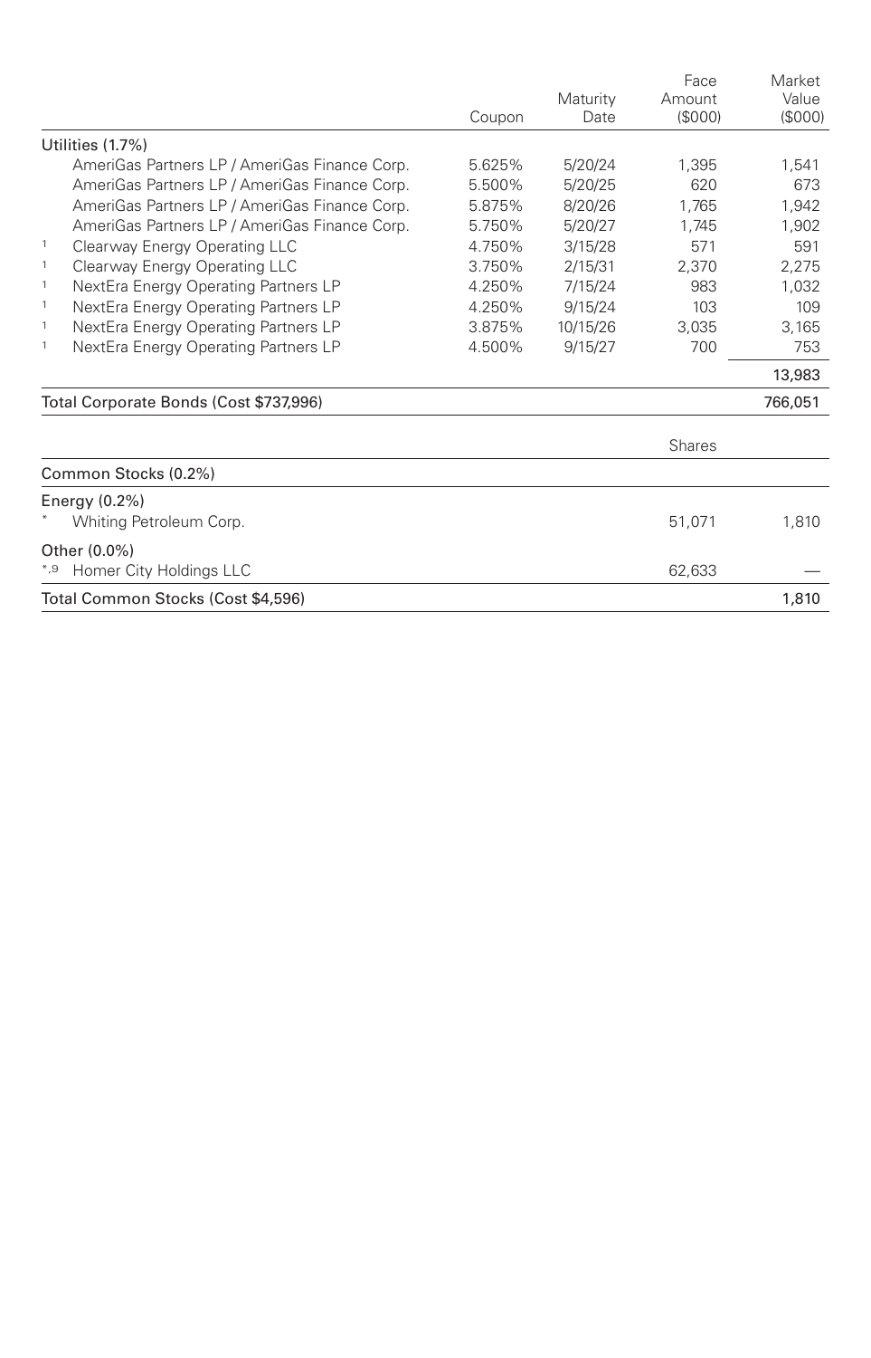| | | Coupon | Maturity Date | Face Amount ($000) | Market Value ($000) |
|---|---|---|---|---|---|
| Utilities (1.7%) | | | | | |
| | AmeriGas Partners LP / AmeriGas Finance Corp. | 5.625% | 5/20/24 | 1,395 | 1,541 |
| | AmeriGas Partners LP / AmeriGas Finance Corp. | 5.500% | 5/20/25 | 620 | 673 |
| | AmeriGas Partners LP / AmeriGas Finance Corp. | 5.875% | 8/20/26 | 1,765 | 1,942 |
| | AmeriGas Partners LP / AmeriGas Finance Corp. | 5.750% | 5/20/27 | 1,745 | 1,902 |
| [1] | Clearway Energy Operating LLC | 4.750% | 3/15/28 | 571 | 591 |
| [1] | Clearway Energy Operating LLC | 3.750% | 2/15/31 | 2,370 | 2,275 |
| [1] | NextEra Energy Operating Partners LP | 4.250% | 7/15/24 | 983 | 1,032 |
| [1] | NextEra Energy Operating Partners LP | 4.250% | 9/15/24 | 103 | 109 |
| [1] | NextEra Energy Operating Partners LP | 3.875% | 10/15/26 | 3,035 | 3,165 |
| [1] | NextEra Energy Operating Partners LP | 4.500% | 9/15/27 | 700 | 753 |
| | | | | | 13,983 |
| Total Corporate Bonds (Cost $737,996) | | | | | 766,051 |

| | | Shares | Market Value ($000) |
|---|---|---|---|
| Common Stocks (0.2%) | | | |
| Energy (0.2%) | | | |
| * | Whiting Petroleum Corp. | 51,071 | 1,810 |
| Other (0.0%) | | | |
| *,[9] | Homer City Holdings LLC | 62,633 | — |
| Total Common Stocks (Cost $4,596) | | | 1,810 |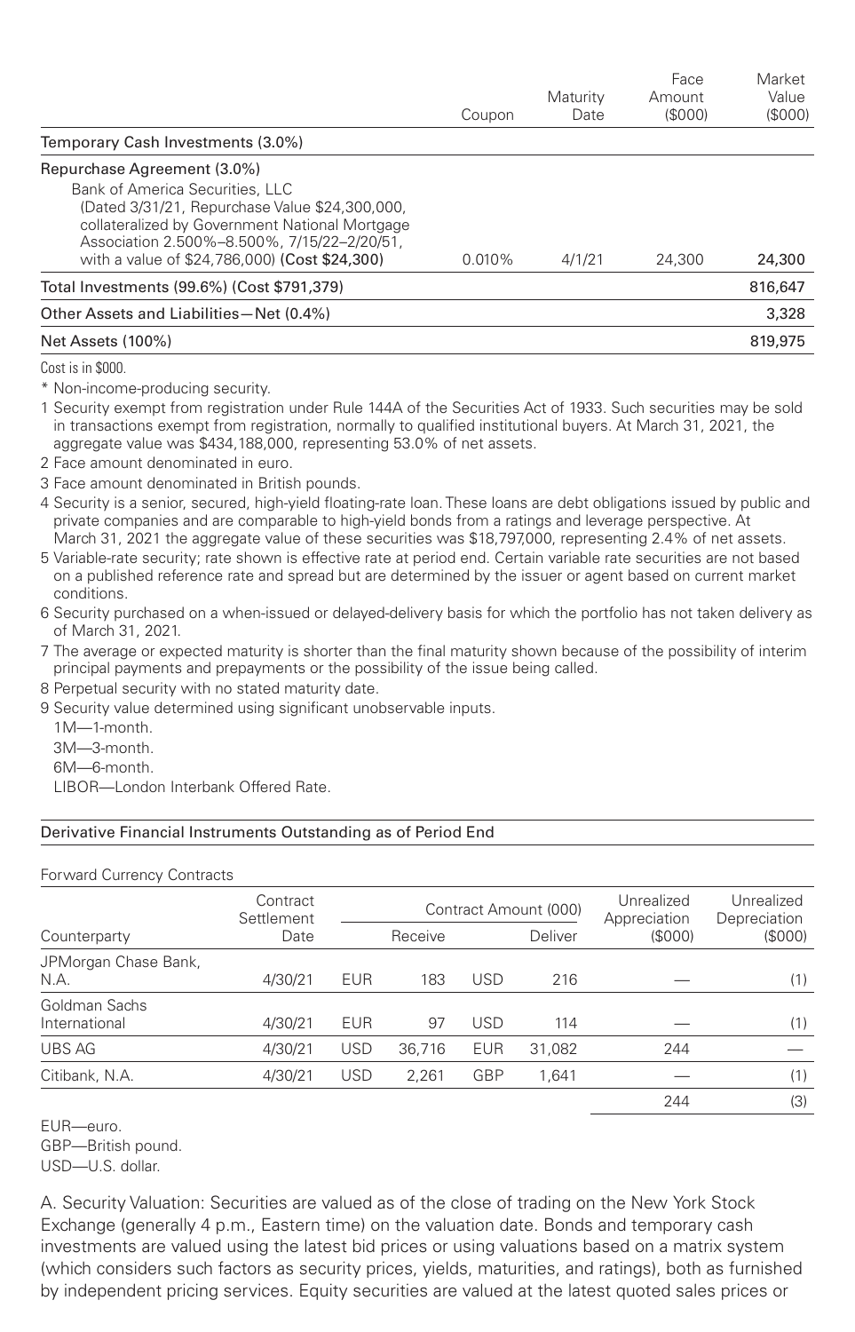| | Coupon | Maturity Date | Face Amount ($000) | Market Value ($000) |
|---|---|---|---|---|
| **Temporary Cash Investments (3.0%)** | | | | |
| **Repurchase Agreement (3.0%)** | | | | |
| Bank of America Securities, LLC (Dated 3/31/21, Repurchase Value $24,300,000, collateralized by Government National Mortgage Association 2.500%–8.500%, 7/15/22–2/20/51, with a value of $24,786,000) **(Cost $24,300)** | 0.010% | 4/1/21 | 24,300 | **24,300** |
| Total Investments (99.6%) (Cost $791,379) | | | | 816,647 |
| Other Assets and Liabilities—Net (0.4%) | | | | 3,328 |
| Net Assets (100%) | | | | 819,975 |

Cost is in $000.

* Non-income-producing security.

1 Security exempt from registration under Rule 144A of the Securities Act of 1933. Such securities may be sold in transactions exempt from registration, normally to qualified institutional buyers. At March 31, 2021, the aggregate value was $434,188,000, representing 53.0% of net assets.

2 Face amount denominated in euro.

3 Face amount denominated in British pounds.

4 Security is a senior, secured, high-yield floating-rate loan. These loans are debt obligations issued by public and private companies and are comparable to high-yield bonds from a ratings and leverage perspective. At March 31, 2021 the aggregate value of these securities was $18,797,000, representing 2.4% of net assets.

5 Variable-rate security; rate shown is effective rate at period end. Certain variable rate securities are not based on a published reference rate and spread but are determined by the issuer or agent based on current market conditions.

6 Security purchased on a when-issued or delayed-delivery basis for which the portfolio has not taken delivery as of March 31, 2021.

7 The average or expected maturity is shorter than the final maturity shown because of the possibility of interim principal payments and prepayments or the possibility of the issue being called.

8 Perpetual security with no stated maturity date.

9 Security value determined using significant unobservable inputs.

1M—1-month.

3M—3-month.

6M—6-month.

LIBOR—London Interbank Offered Rate.

## Derivative Financial Instruments Outstanding as of Period End

Forward Currency Contracts

| Counterparty | Contract Settlement Date | Contract Amount (000) | | | | Unrealized Appreciation ($000) | Unrealized Depreciation ($000) |
|---|---|---|---|---|---|---|---|
| | | Receive | | Deliver | | | |
| JPMorgan Chase Bank, N.A. | 4/30/21 | EUR | 183 | USD | 216 | — | (1) |
| Goldman Sachs International | 4/30/21 | EUR | 97 | USD | 114 | — | (1) |
| UBS AG | 4/30/21 | USD | 36,716 | EUR | 31,082 | 244 | — |
| Citibank, N.A. | 4/30/21 | USD | 2,261 | GBP | 1,641 | — | (1) |
| | | | | | | 244 | (3) |

EUR—euro.

GBP—British pound.

USD—U.S. dollar.

A. Security Valuation: Securities are valued as of the close of trading on the New York Stock Exchange (generally 4 p.m., Eastern time) on the valuation date. Bonds and temporary cash investments are valued using the latest bid prices or using valuations based on a matrix system (which considers such factors as security prices, yields, maturities, and ratings), both as furnished by independent pricing services. Equity securities are valued at the latest quoted sales prices or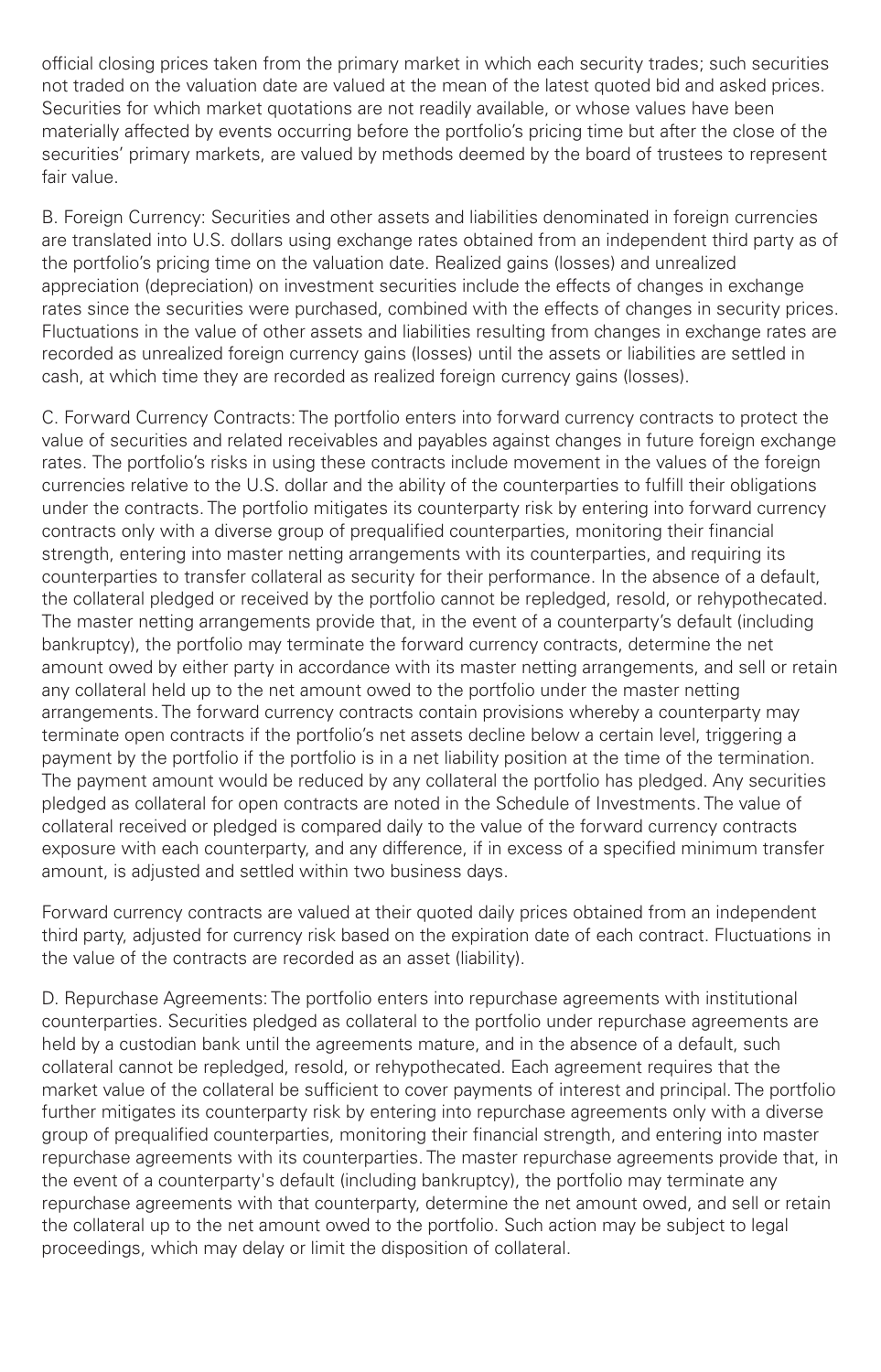official closing prices taken from the primary market in which each security trades; such securities not traded on the valuation date are valued at the mean of the latest quoted bid and asked prices. Securities for which market quotations are not readily available, or whose values have been materially affected by events occurring before the portfolio's pricing time but after the close of the securities' primary markets, are valued by methods deemed by the board of trustees to represent fair value.

B. Foreign Currency: Securities and other assets and liabilities denominated in foreign currencies are translated into U.S. dollars using exchange rates obtained from an independent third party as of the portfolio's pricing time on the valuation date. Realized gains (losses) and unrealized appreciation (depreciation) on investment securities include the effects of changes in exchange rates since the securities were purchased, combined with the effects of changes in security prices. Fluctuations in the value of other assets and liabilities resulting from changes in exchange rates are recorded as unrealized foreign currency gains (losses) until the assets or liabilities are settled in cash, at which time they are recorded as realized foreign currency gains (losses).

C. Forward Currency Contracts: The portfolio enters into forward currency contracts to protect the value of securities and related receivables and payables against changes in future foreign exchange rates. The portfolio's risks in using these contracts include movement in the values of the foreign currencies relative to the U.S. dollar and the ability of the counterparties to fulfill their obligations under the contracts. The portfolio mitigates its counterparty risk by entering into forward currency contracts only with a diverse group of prequalified counterparties, monitoring their financial strength, entering into master netting arrangements with its counterparties, and requiring its counterparties to transfer collateral as security for their performance. In the absence of a default, the collateral pledged or received by the portfolio cannot be repledged, resold, or rehypothecated. The master netting arrangements provide that, in the event of a counterparty's default (including bankruptcy), the portfolio may terminate the forward currency contracts, determine the net amount owed by either party in accordance with its master netting arrangements, and sell or retain any collateral held up to the net amount owed to the portfolio under the master netting arrangements. The forward currency contracts contain provisions whereby a counterparty may terminate open contracts if the portfolio's net assets decline below a certain level, triggering a payment by the portfolio if the portfolio is in a net liability position at the time of the termination. The payment amount would be reduced by any collateral the portfolio has pledged. Any securities pledged as collateral for open contracts are noted in the Schedule of Investments. The value of collateral received or pledged is compared daily to the value of the forward currency contracts exposure with each counterparty, and any difference, if in excess of a specified minimum transfer amount, is adjusted and settled within two business days.

Forward currency contracts are valued at their quoted daily prices obtained from an independent third party, adjusted for currency risk based on the expiration date of each contract. Fluctuations in the value of the contracts are recorded as an asset (liability).

D. Repurchase Agreements: The portfolio enters into repurchase agreements with institutional counterparties. Securities pledged as collateral to the portfolio under repurchase agreements are held by a custodian bank until the agreements mature, and in the absence of a default, such collateral cannot be repledged, resold, or rehypothecated. Each agreement requires that the market value of the collateral be sufficient to cover payments of interest and principal. The portfolio further mitigates its counterparty risk by entering into repurchase agreements only with a diverse group of prequalified counterparties, monitoring their financial strength, and entering into master repurchase agreements with its counterparties. The master repurchase agreements provide that, in the event of a counterparty's default (including bankruptcy), the portfolio may terminate any repurchase agreements with that counterparty, determine the net amount owed, and sell or retain the collateral up to the net amount owed to the portfolio. Such action may be subject to legal proceedings, which may delay or limit the disposition of collateral.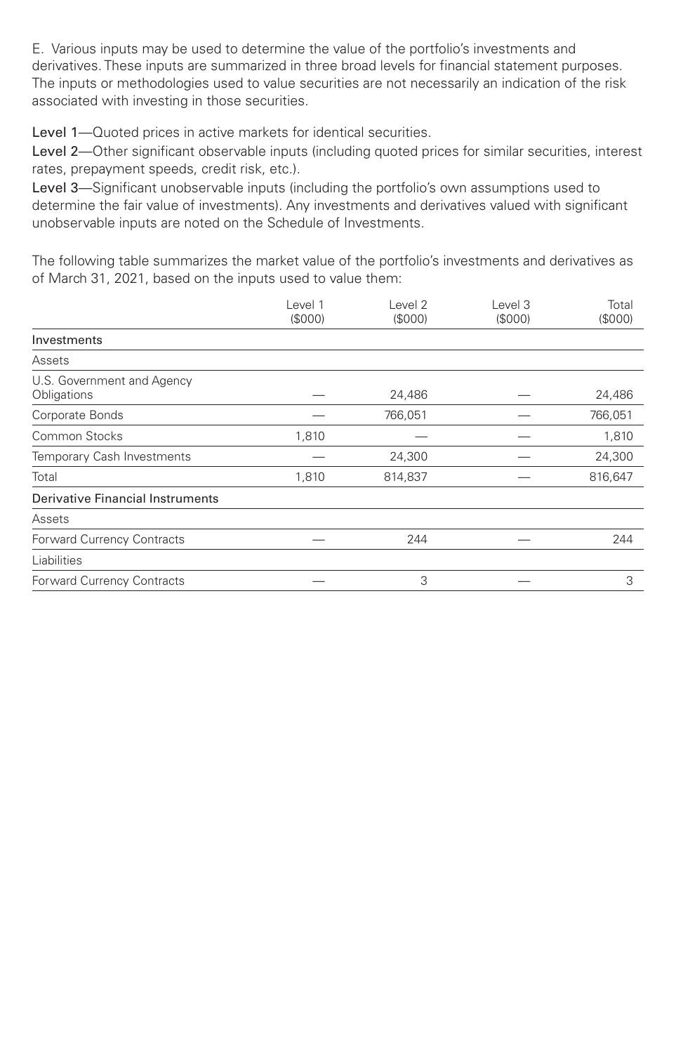E. Various inputs may be used to determine the value of the portfolio's investments and derivatives. These inputs are summarized in three broad levels for financial statement purposes. The inputs or methodologies used to value securities are not necessarily an indication of the risk associated with investing in those securities.

Level 1—Quoted prices in active markets for identical securities.

Level 2—Other significant observable inputs (including quoted prices for similar securities, interest rates, prepayment speeds, credit risk, etc.).

Level 3—Significant unobservable inputs (including the portfolio's own assumptions used to determine the fair value of investments). Any investments and derivatives valued with significant unobservable inputs are noted on the Schedule of Investments.

The following table summarizes the market value of the portfolio's investments and derivatives as of March 31, 2021, based on the inputs used to value them:

| | Level 1 ($000) | Level 2 ($000) | Level 3 ($000) | Total ($000) |
|---|---|---|---|---|
| **Investments** | | | | |
| Assets | | | | |
| U.S. Government and Agency Obligations | — | 24,486 | — | 24,486 |
| Corporate Bonds | — | 766,051 | — | 766,051 |
| Common Stocks | 1,810 | — | — | 1,810 |
| Temporary Cash Investments | — | 24,300 | — | 24,300 |
| Total | 1,810 | 814,837 | — | 816,647 |
| **Derivative Financial Instruments** | | | | |
| Assets | | | | |
| Forward Currency Contracts | — | 244 | — | 244 |
| Liabilities | | | | |
| Forward Currency Contracts | — | 3 | — | 3 |